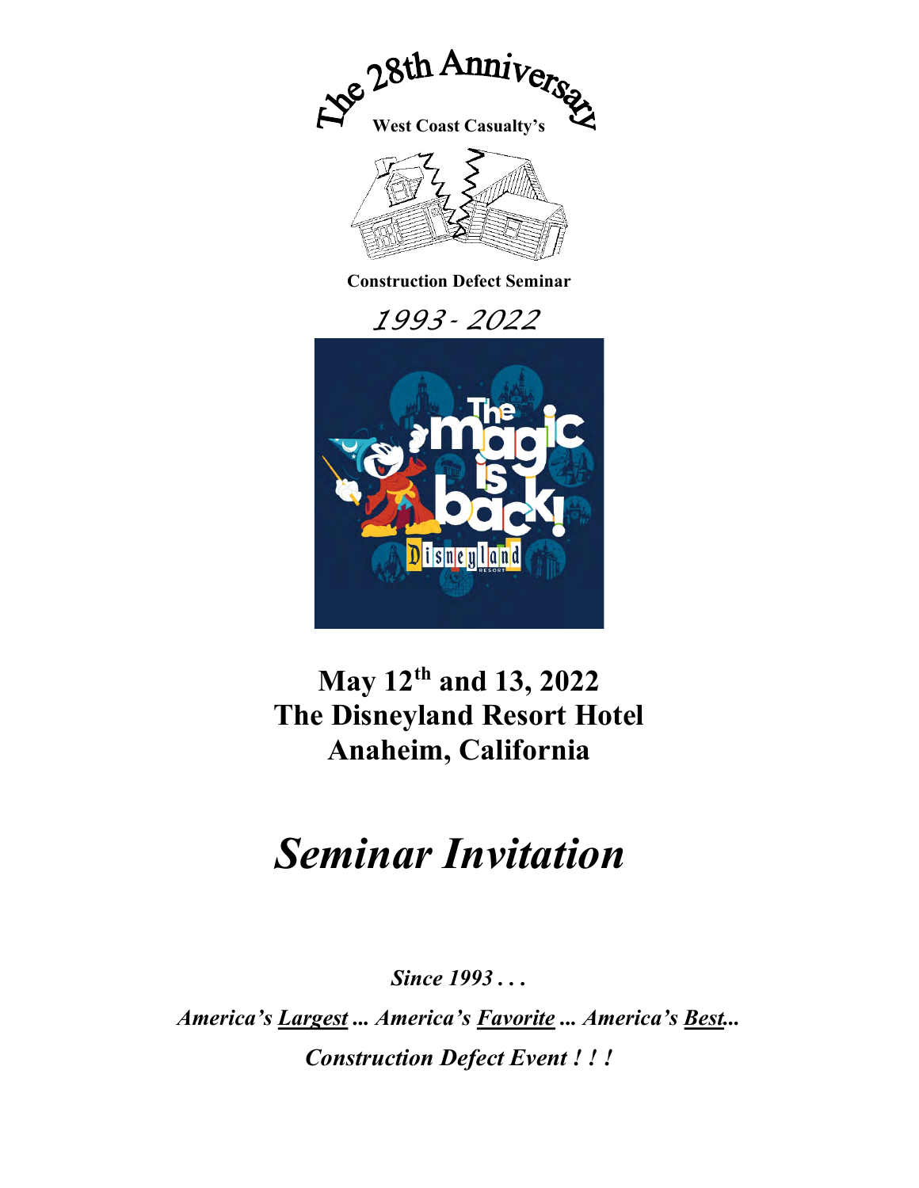# The 28th Anniversary

**West Coast Casualty's**

**Construction Defect Seminar**

*1993 - 2022*

## May 12th and 13, 2022
## The Disneyland Resort Hotel
## Anaheim, California

# *Seminar Invitation*

***Since 1993 . . .***

***America's Largest ... America's Favorite ... America's Best...***

***Construction Defect Event ! ! !***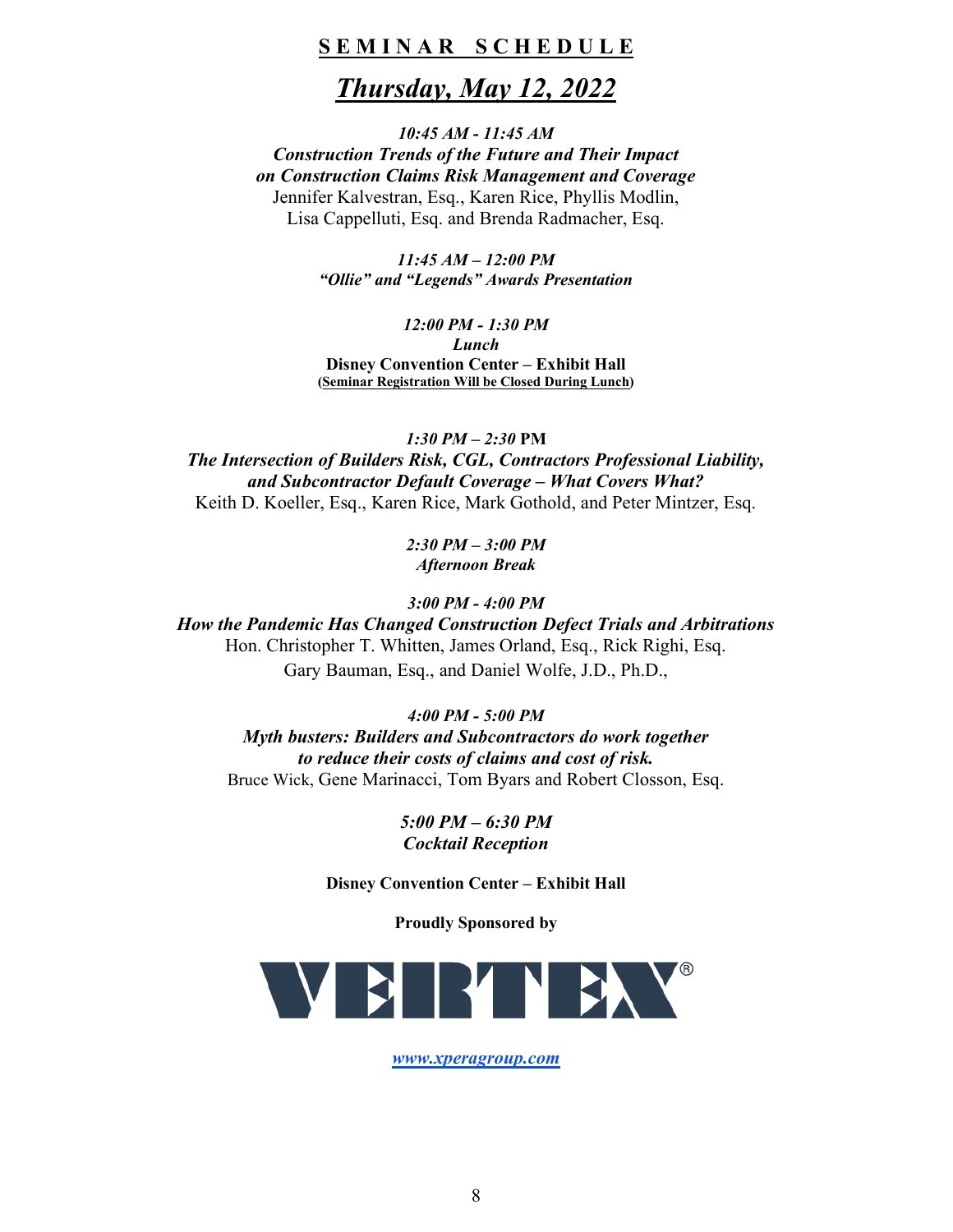## **SEMINAR SCHEDULE**

# ***Thursday, May 12, 2022***

***10:45 AM - 11:45 AM***
***Construction Trends of the Future and Their Impact on Construction Claims Risk Management and Coverage***
Jennifer Kalvestran, Esq., Karen Rice, Phyllis Modlin, Lisa Cappelluti, Esq. and Brenda Radmacher, Esq.

***11:45 AM – 12:00 PM***
***"Ollie" and "Legends" Awards Presentation***

***12:00 PM - 1:30 PM***
***Lunch***
**Disney Convention Center – Exhibit Hall**
**(Seminar Registration Will be Closed During Lunch)**

***1:30 PM – 2:30* PM**
***The Intersection of Builders Risk, CGL, Contractors Professional Liability, and Subcontractor Default Coverage – What Covers What?***
Keith D. Koeller, Esq., Karen Rice, Mark Gothold, and Peter Mintzer, Esq.

***2:30 PM – 3:00 PM***
***Afternoon Break***

***3:00 PM - 4:00 PM***
***How the Pandemic Has Changed Construction Defect Trials and Arbitrations***
Hon. Christopher T. Whitten, James Orland, Esq., Rick Righi, Esq. Gary Bauman, Esq., and Daniel Wolfe, J.D., Ph.D.,

***4:00 PM - 5:00 PM***
***Myth busters: Builders and Subcontractors do work together to reduce their costs of claims and cost of risk.***
Bruce Wick, Gene Marinacci, Tom Byars and Robert Closson, Esq.

***5:00 PM – 6:30 PM***
***Cocktail Reception***

**Disney Convention Center – Exhibit Hall**

**Proudly Sponsored by**

VERTEX®

***www.xperagroup.com***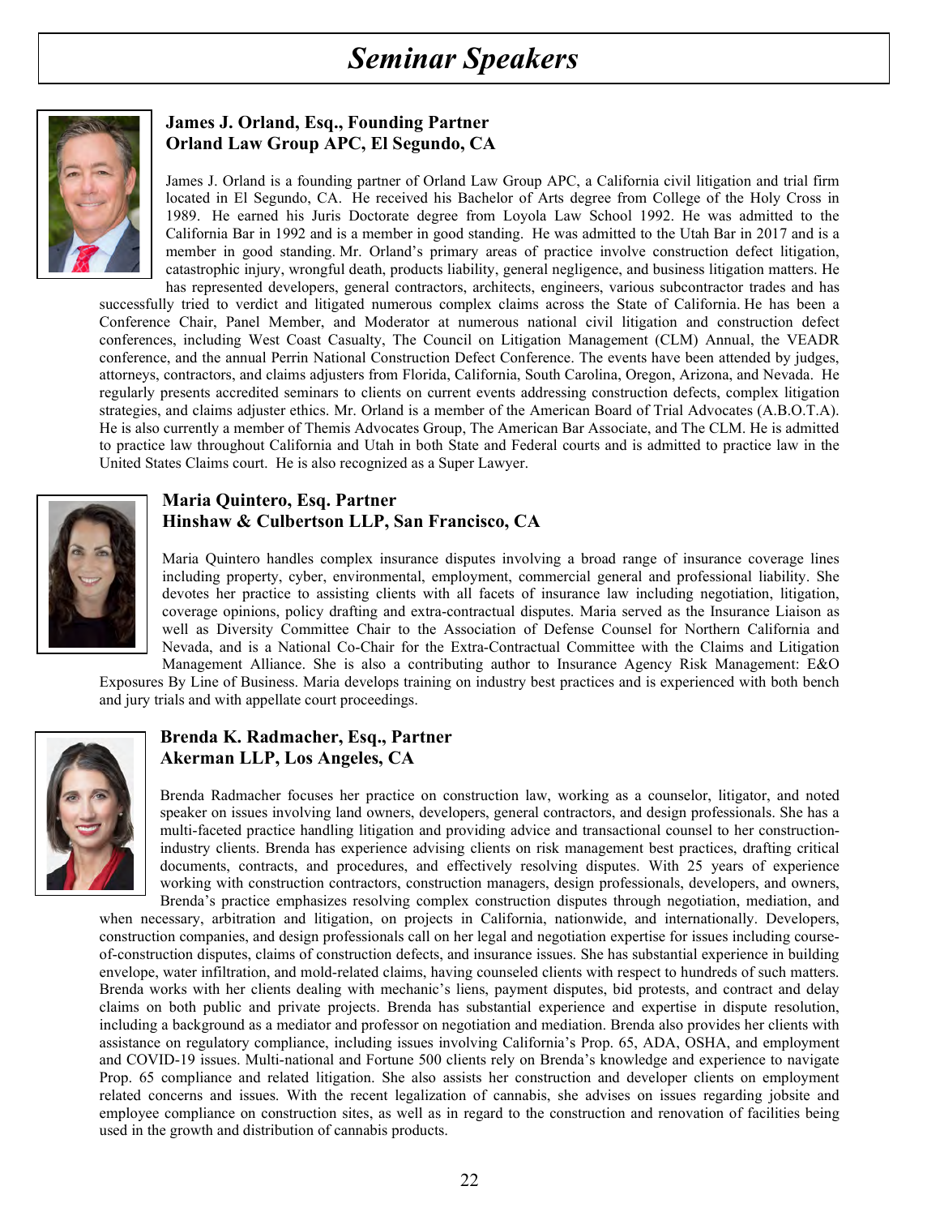# *Seminar Speakers*

### James J. Orland, Esq., Founding Partner
### Orland Law Group APC, El Segundo, CA

James J. Orland is a founding partner of Orland Law Group APC, a California civil litigation and trial firm located in El Segundo, CA. He received his Bachelor of Arts degree from College of the Holy Cross in 1989. He earned his Juris Doctorate degree from Loyola Law School 1992. He was admitted to the California Bar in 1992 and is a member in good standing. He was admitted to the Utah Bar in 2017 and is a member in good standing. Mr. Orland's primary areas of practice involve construction defect litigation, catastrophic injury, wrongful death, products liability, general negligence, and business litigation matters. He has represented developers, general contractors, architects, engineers, various subcontractor trades and has successfully tried to verdict and litigated numerous complex claims across the State of California. He has been a Conference Chair, Panel Member, and Moderator at numerous national civil litigation and construction defect conferences, including West Coast Casualty, The Council on Litigation Management (CLM) Annual, the VEADR conference, and the annual Perrin National Construction Defect Conference. The events have been attended by judges, attorneys, contractors, and claims adjusters from Florida, California, South Carolina, Oregon, Arizona, and Nevada. He regularly presents accredited seminars to clients on current events addressing construction defects, complex litigation strategies, and claims adjuster ethics. Mr. Orland is a member of the American Board of Trial Advocates (A.B.O.T.A). He is also currently a member of Themis Advocates Group, The American Bar Associate, and The CLM. He is admitted to practice law throughout California and Utah in both State and Federal courts and is admitted to practice law in the United States Claims court. He is also recognized as a Super Lawyer.

### Maria Quintero, Esq. Partner
### Hinshaw & Culbertson LLP, San Francisco, CA

Maria Quintero handles complex insurance disputes involving a broad range of insurance coverage lines including property, cyber, environmental, employment, commercial general and professional liability. She devotes her practice to assisting clients with all facets of insurance law including negotiation, litigation, coverage opinions, policy drafting and extra-contractual disputes. Maria served as the Insurance Liaison as well as Diversity Committee Chair to the Association of Defense Counsel for Northern California and Nevada, and is a National Co-Chair for the Extra-Contractual Committee with the Claims and Litigation Management Alliance. She is also a contributing author to Insurance Agency Risk Management: E&O Exposures By Line of Business. Maria develops training on industry best practices and is experienced with both bench and jury trials and with appellate court proceedings.

### Brenda K. Radmacher, Esq., Partner
### Akerman LLP, Los Angeles, CA

Brenda Radmacher focuses her practice on construction law, working as a counselor, litigator, and noted speaker on issues involving land owners, developers, general contractors, and design professionals. She has a multi-faceted practice handling litigation and providing advice and transactional counsel to her construction-industry clients. Brenda has experience advising clients on risk management best practices, drafting critical documents, contracts, and procedures, and effectively resolving disputes. With 25 years of experience working with construction contractors, construction managers, design professionals, developers, and owners, Brenda's practice emphasizes resolving complex construction disputes through negotiation, mediation, and when necessary, arbitration and litigation, on projects in California, nationwide, and internationally. Developers, construction companies, and design professionals call on her legal and negotiation expertise for issues including course-of-construction disputes, claims of construction defects, and insurance issues. She has substantial experience in building envelope, water infiltration, and mold-related claims, having counseled clients with respect to hundreds of such matters. Brenda works with her clients dealing with mechanic's liens, payment disputes, bid protests, and contract and delay claims on both public and private projects. Brenda has substantial experience and expertise in dispute resolution, including a background as a mediator and professor on negotiation and mediation. Brenda also provides her clients with assistance on regulatory compliance, including issues involving California's Prop. 65, ADA, OSHA, and employment and COVID-19 issues. Multi-national and Fortune 500 clients rely on Brenda's knowledge and experience to navigate Prop. 65 compliance and related litigation. She also assists her construction and developer clients on employment related concerns and issues. With the recent legalization of cannabis, she advises on issues regarding jobsite and employee compliance on construction sites, as well as in regard to the construction and renovation of facilities being used in the growth and distribution of cannabis products.